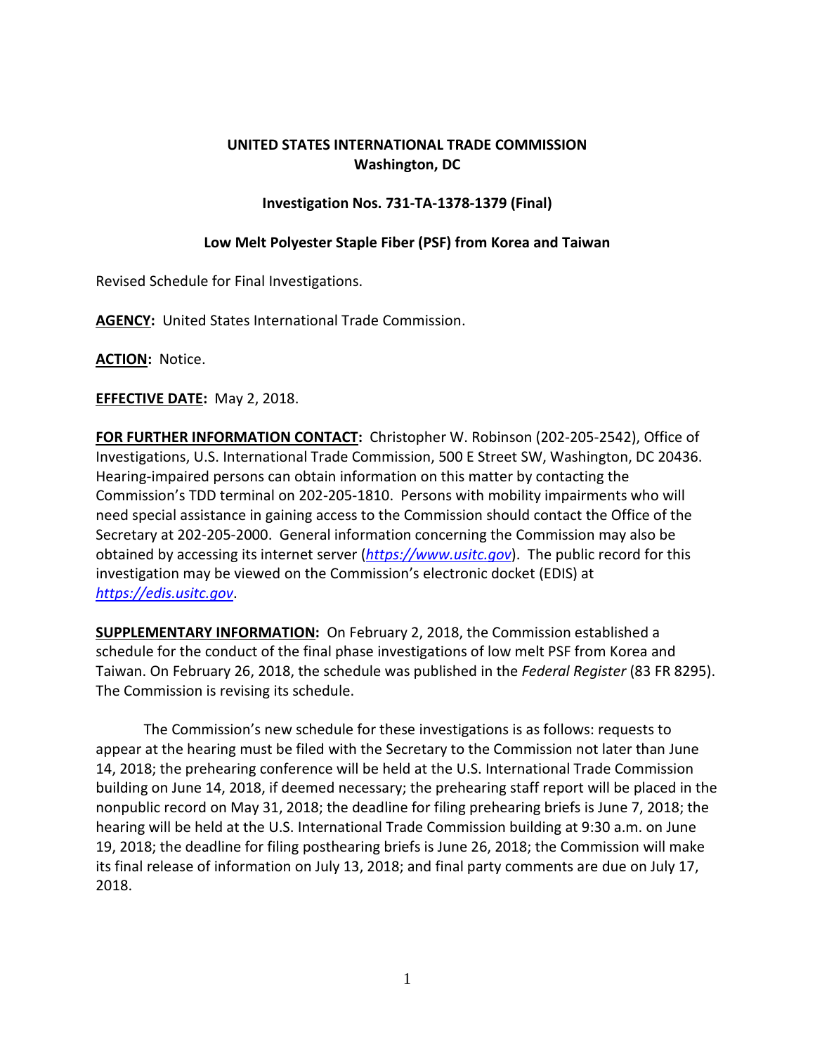**UNITED STATES INTERNATIONAL TRADE COMMISSION**
**Washington, DC**

**Investigation Nos. 731-TA-1378-1379 (Final)**

**Low Melt Polyester Staple Fiber (PSF) from Korea and Taiwan**

Revised Schedule for Final Investigations.

**AGENCY:** United States International Trade Commission.

**ACTION:** Notice.

**EFFECTIVE DATE:** May 2, 2018.

**FOR FURTHER INFORMATION CONTACT:** Christopher W. Robinson (202-205-2542), Office of Investigations, U.S. International Trade Commission, 500 E Street SW, Washington, DC 20436. Hearing-impaired persons can obtain information on this matter by contacting the Commission's TDD terminal on 202-205-1810. Persons with mobility impairments who will need special assistance in gaining access to the Commission should contact the Office of the Secretary at 202-205-2000. General information concerning the Commission may also be obtained by accessing its internet server (*https://www.usitc.gov*). The public record for this investigation may be viewed on the Commission's electronic docket (EDIS) at *https://edis.usitc.gov*.

**SUPPLEMENTARY INFORMATION:** On February 2, 2018, the Commission established a schedule for the conduct of the final phase investigations of low melt PSF from Korea and Taiwan. On February 26, 2018, the schedule was published in the *Federal Register* (83 FR 8295). The Commission is revising its schedule.

The Commission's new schedule for these investigations is as follows: requests to appear at the hearing must be filed with the Secretary to the Commission not later than June 14, 2018; the prehearing conference will be held at the U.S. International Trade Commission building on June 14, 2018, if deemed necessary; the prehearing staff report will be placed in the nonpublic record on May 31, 2018; the deadline for filing prehearing briefs is June 7, 2018; the hearing will be held at the U.S. International Trade Commission building at 9:30 a.m. on June 19, 2018; the deadline for filing posthearing briefs is June 26, 2018; the Commission will make its final release of information on July 13, 2018; and final party comments are due on July 17, 2018.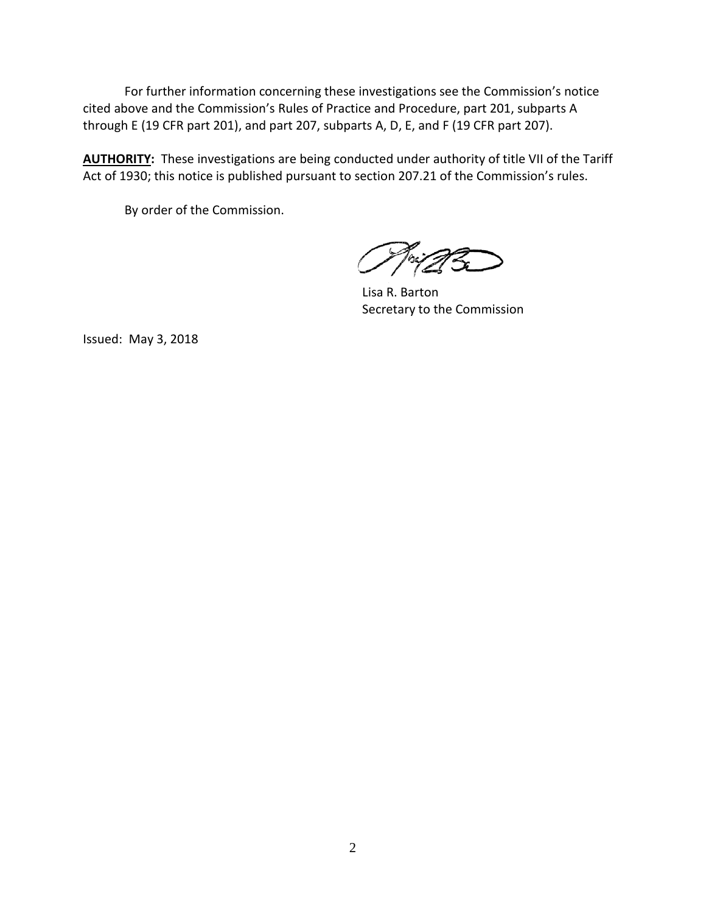For further information concerning these investigations see the Commission's notice cited above and the Commission's Rules of Practice and Procedure, part 201, subparts A through E (19 CFR part 201), and part 207, subparts A, D, E, and F (19 CFR part 207).

**AUTHORITY:** These investigations are being conducted under authority of title VII of the Tariff Act of 1930; this notice is published pursuant to section 207.21 of the Commission's rules.

By order of the Commission.

Lisa R. Barton
Secretary to the Commission

Issued: May 3, 2018